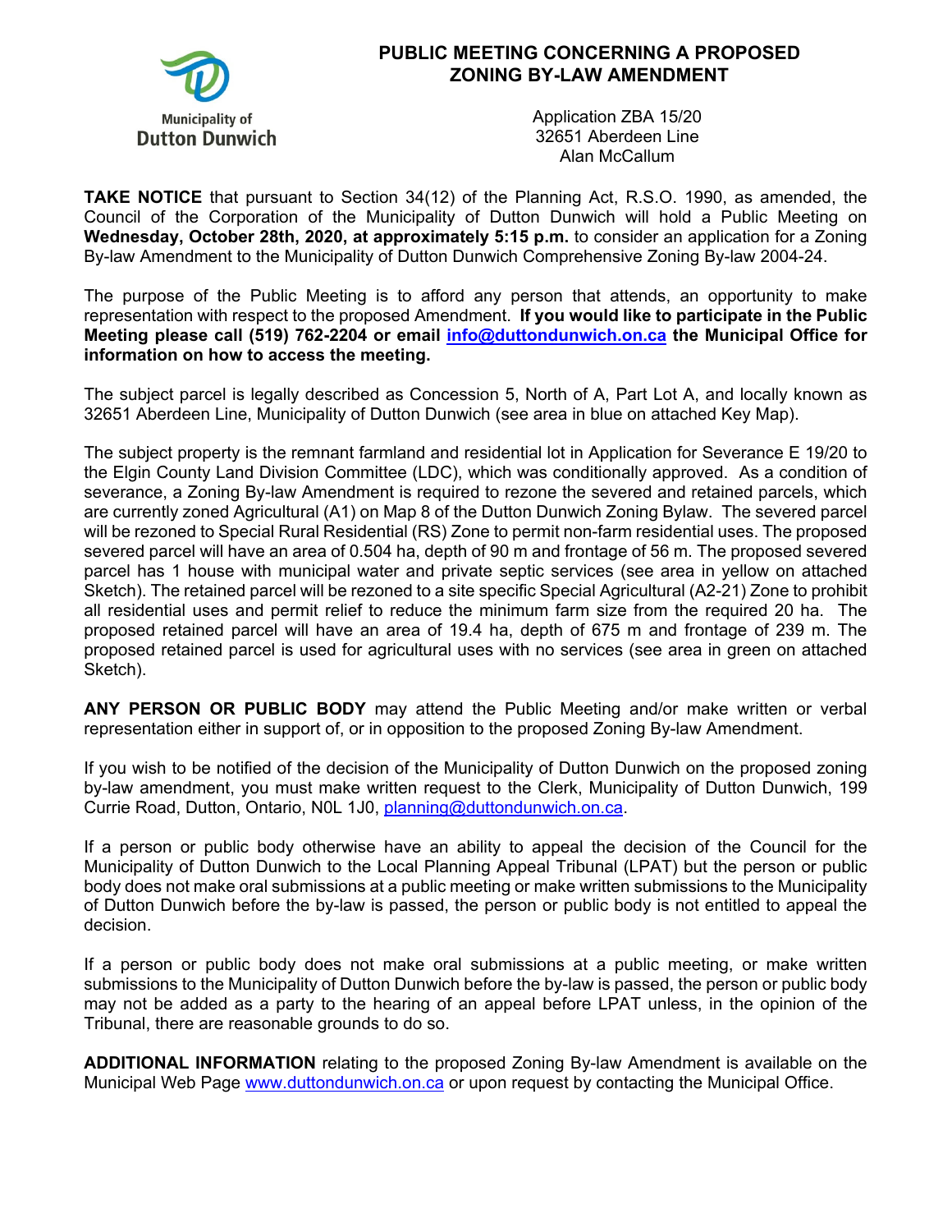Municipality of
Dutton Dunwich

# PUBLIC MEETING CONCERNING A PROPOSED ZONING BY-LAW AMENDMENT

Application ZBA 15/20
32651 Aberdeen Line
Alan McCallum

**TAKE NOTICE** that pursuant to Section 34(12) of the Planning Act, R.S.O. 1990, as amended, the Council of the Corporation of the Municipality of Dutton Dunwich will hold a Public Meeting on **Wednesday, October 28th, 2020, at approximately 5:15 p.m.** to consider an application for a Zoning By-law Amendment to the Municipality of Dutton Dunwich Comprehensive Zoning By-law 2004-24.

The purpose of the Public Meeting is to afford any person that attends, an opportunity to make representation with respect to the proposed Amendment. **If you would like to participate in the Public Meeting please call (519) 762-2204 or email info@duttondunwich.on.ca the Municipal Office for information on how to access the meeting.**

The subject parcel is legally described as Concession 5, North of A, Part Lot A, and locally known as 32651 Aberdeen Line, Municipality of Dutton Dunwich (see area in blue on attached Key Map).

The subject property is the remnant farmland and residential lot in Application for Severance E 19/20 to the Elgin County Land Division Committee (LDC), which was conditionally approved. As a condition of severance, a Zoning By-law Amendment is required to rezone the severed and retained parcels, which are currently zoned Agricultural (A1) on Map 8 of the Dutton Dunwich Zoning Bylaw. The severed parcel will be rezoned to Special Rural Residential (RS) Zone to permit non-farm residential uses. The proposed severed parcel will have an area of 0.504 ha, depth of 90 m and frontage of 56 m. The proposed severed parcel has 1 house with municipal water and private septic services (see area in yellow on attached Sketch). The retained parcel will be rezoned to a site specific Special Agricultural (A2-21) Zone to prohibit all residential uses and permit relief to reduce the minimum farm size from the required 20 ha. The proposed retained parcel will have an area of 19.4 ha, depth of 675 m and frontage of 239 m. The proposed retained parcel is used for agricultural uses with no services (see area in green on attached Sketch).

**ANY PERSON OR PUBLIC BODY** may attend the Public Meeting and/or make written or verbal representation either in support of, or in opposition to the proposed Zoning By-law Amendment.

If you wish to be notified of the decision of the Municipality of Dutton Dunwich on the proposed zoning by-law amendment, you must make written request to the Clerk, Municipality of Dutton Dunwich, 199 Currie Road, Dutton, Ontario, N0L 1J0, planning@duttondunwich.on.ca.

If a person or public body otherwise have an ability to appeal the decision of the Council for the Municipality of Dutton Dunwich to the Local Planning Appeal Tribunal (LPAT) but the person or public body does not make oral submissions at a public meeting or make written submissions to the Municipality of Dutton Dunwich before the by-law is passed, the person or public body is not entitled to appeal the decision.

If a person or public body does not make oral submissions at a public meeting, or make written submissions to the Municipality of Dutton Dunwich before the by-law is passed, the person or public body may not be added as a party to the hearing of an appeal before LPAT unless, in the opinion of the Tribunal, there are reasonable grounds to do so.

**ADDITIONAL INFORMATION** relating to the proposed Zoning By-law Amendment is available on the Municipal Web Page www.duttondunwich.on.ca or upon request by contacting the Municipal Office.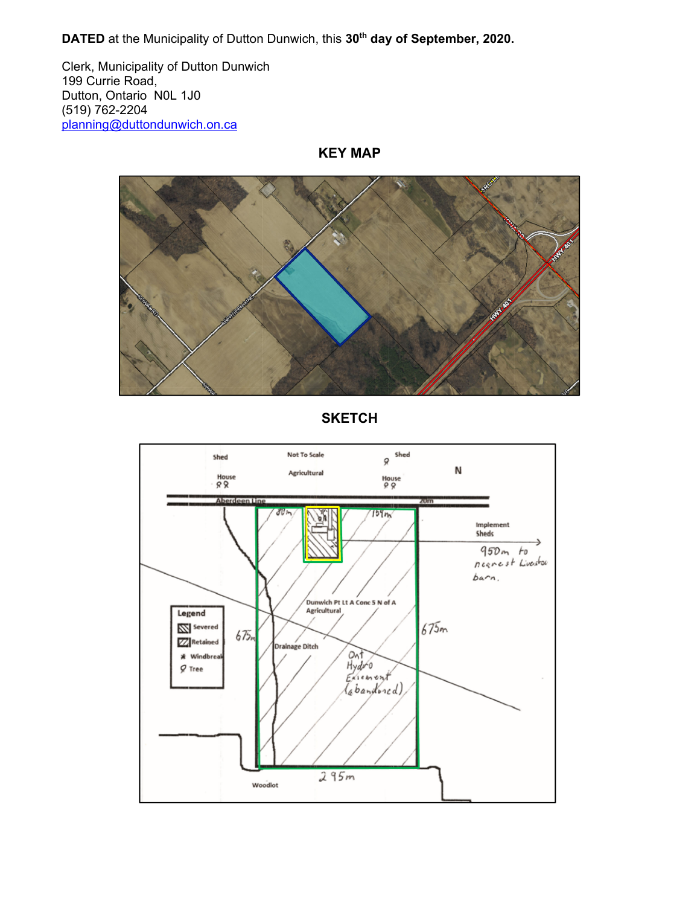**DATED** at the Municipality of Dutton Dunwich, this **30th day of September, 2020.**

Clerk, Municipality of Dutton Dunwich
199 Currie Road,
Dutton, Ontario N0L 1J0
(519) 762-2204
planning@duttondunwich.on.ca

## KEY MAP

3RD LINE
IONA RD
HWY 401
HWY 401
SCOTCH LINE
ABERDEEN LINE
SHAW RD

## SKETCH

Shed
Not To Scale
Shed
Agricultural
N
House
House
Aberdeen Line
20m
80m
159m
Implement Sheds
950m to nearest Livestock barn.
Dunwich Pt Lt A Conc 5 N of A
Agricultural
Legend
Severed
Retained
Windbreak
Tree
675m
675m
Drainage Ditch
Ont Hydro Easement (abandoned)
295m
Woodlot